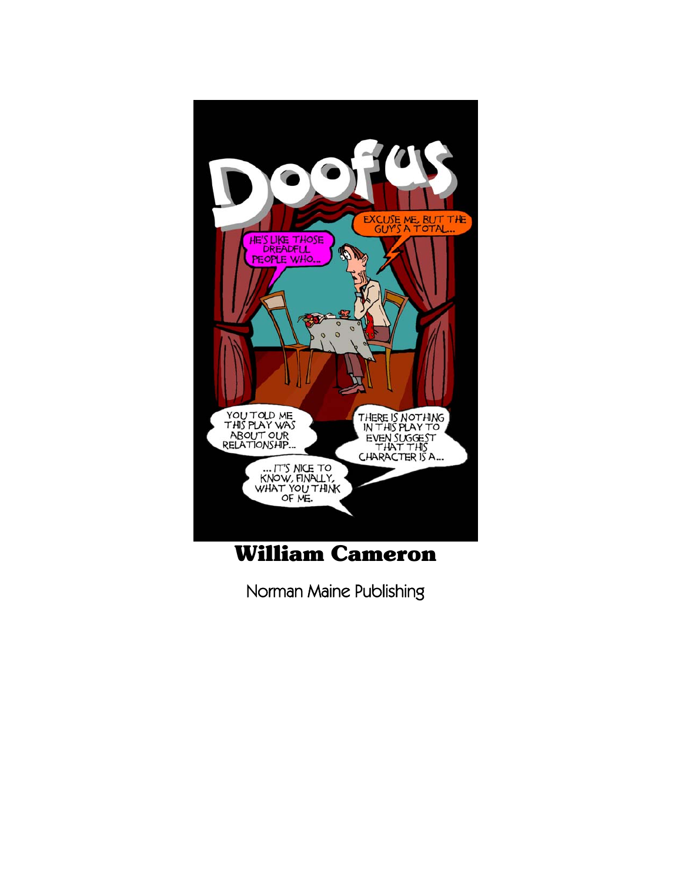# Doofus

**William Cameron**

Norman Maine Publishing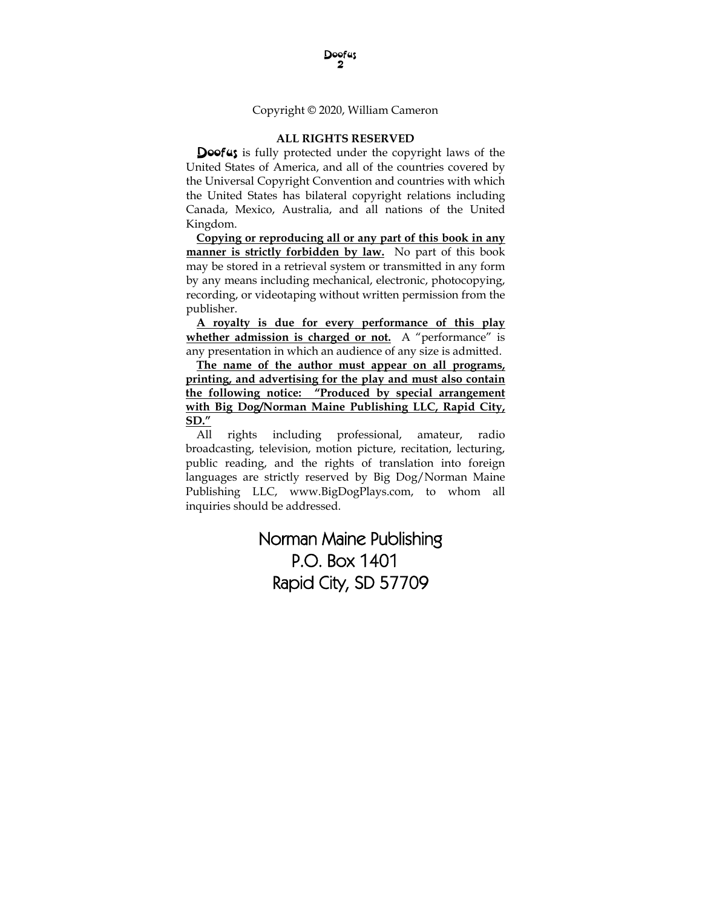Copyright © 2020, William Cameron

**ALL RIGHTS RESERVED**

Doofus is fully protected under the copyright laws of the United States of America, and all of the countries covered by the Universal Copyright Convention and countries with which the United States has bilateral copyright relations including Canada, Mexico, Australia, and all nations of the United Kingdom.

**Copying or reproducing all or any part of this book in any manner is strictly forbidden by law.** No part of this book may be stored in a retrieval system or transmitted in any form by any means including mechanical, electronic, photocopying, recording, or videotaping without written permission from the publisher.

**A royalty is due for every performance of this play whether admission is charged or not.** A "performance" is any presentation in which an audience of any size is admitted.

**The name of the author must appear on all programs, printing, and advertising for the play and must also contain the following notice: "Produced by special arrangement with Big Dog/Norman Maine Publishing LLC, Rapid City, SD."**

All rights including professional, amateur, radio broadcasting, television, motion picture, recitation, lecturing, public reading, and the rights of translation into foreign languages are strictly reserved by Big Dog/Norman Maine Publishing LLC, www.BigDogPlays.com, to whom all inquiries should be addressed.

Norman Maine Publishing
P.O. Box 1401
Rapid City, SD 57709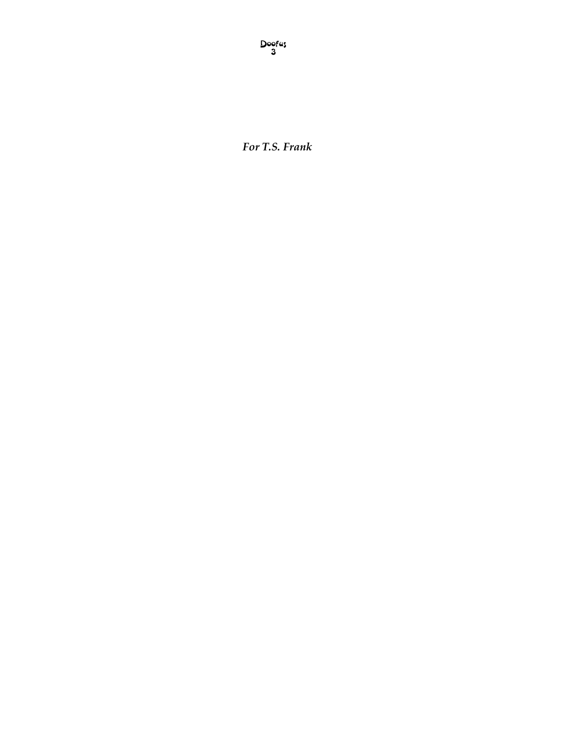*For T.S. Frank*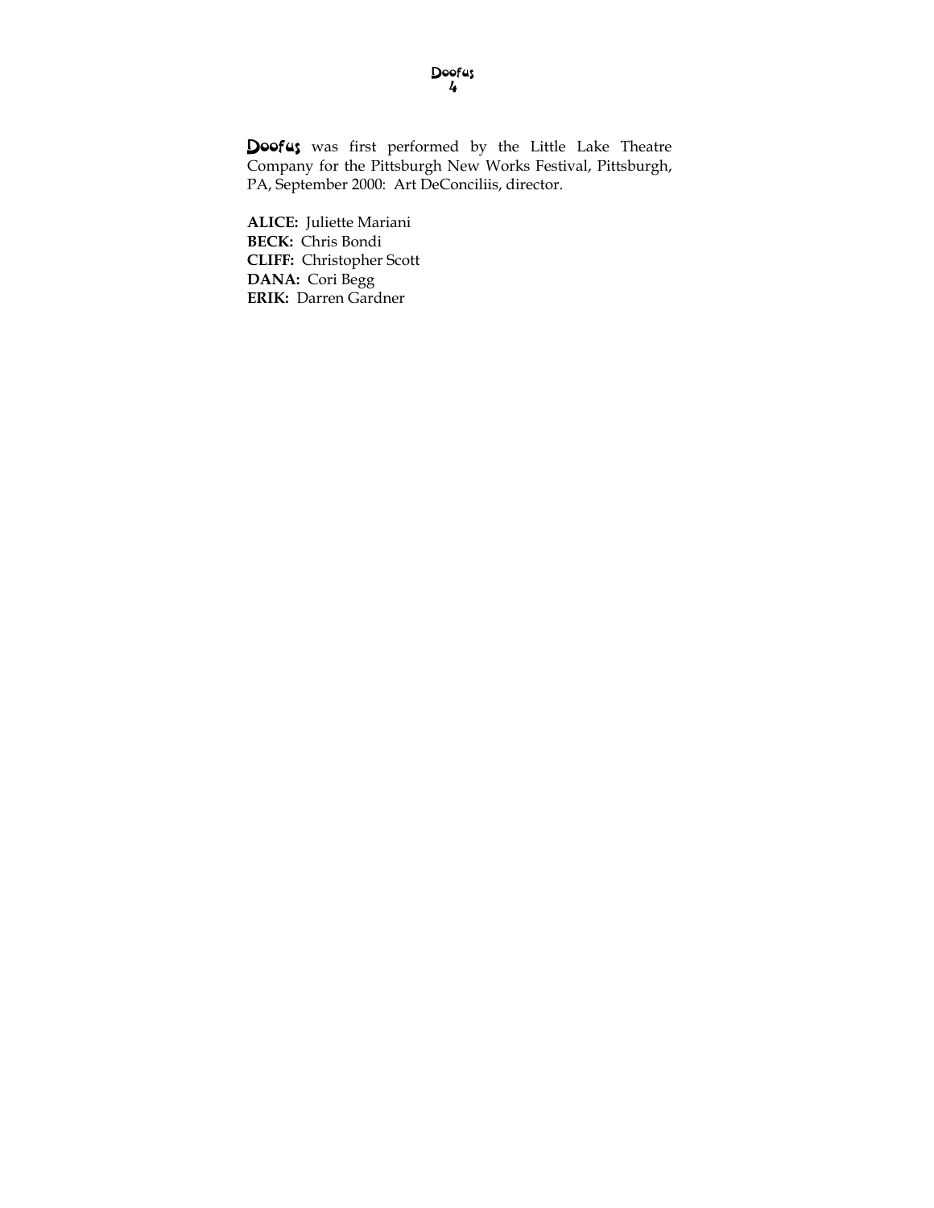**Doofus** was first performed by the Little Lake Theatre Company for the Pittsburgh New Works Festival, Pittsburgh, PA, September 2000: Art DeConciliis, director.

**ALICE:** Juliette Mariani
**BECK:** Chris Bondi
**CLIFF:** Christopher Scott
**DANA:** Cori Begg
**ERIK:** Darren Gardner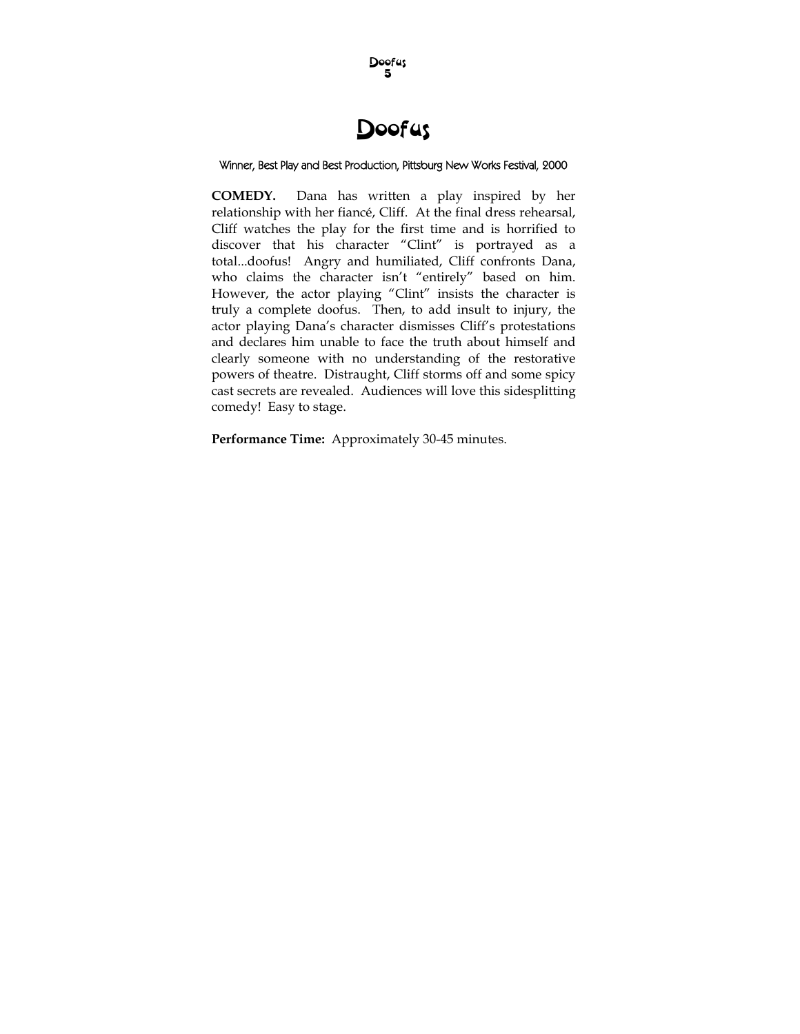# Doofus

Winner, Best Play and Best Production, Pittsburg New Works Festival, 2000

**COMEDY.** Dana has written a play inspired by her relationship with her fiancé, Cliff. At the final dress rehearsal, Cliff watches the play for the first time and is horrified to discover that his character "Clint" is portrayed as a total...doofus! Angry and humiliated, Cliff confronts Dana, who claims the character isn't "entirely" based on him. However, the actor playing "Clint" insists the character is truly a complete doofus. Then, to add insult to injury, the actor playing Dana's character dismisses Cliff's protestations and declares him unable to face the truth about himself and clearly someone with no understanding of the restorative powers of theatre. Distraught, Cliff storms off and some spicy cast secrets are revealed. Audiences will love this sidesplitting comedy! Easy to stage.

**Performance Time:** Approximately 30-45 minutes.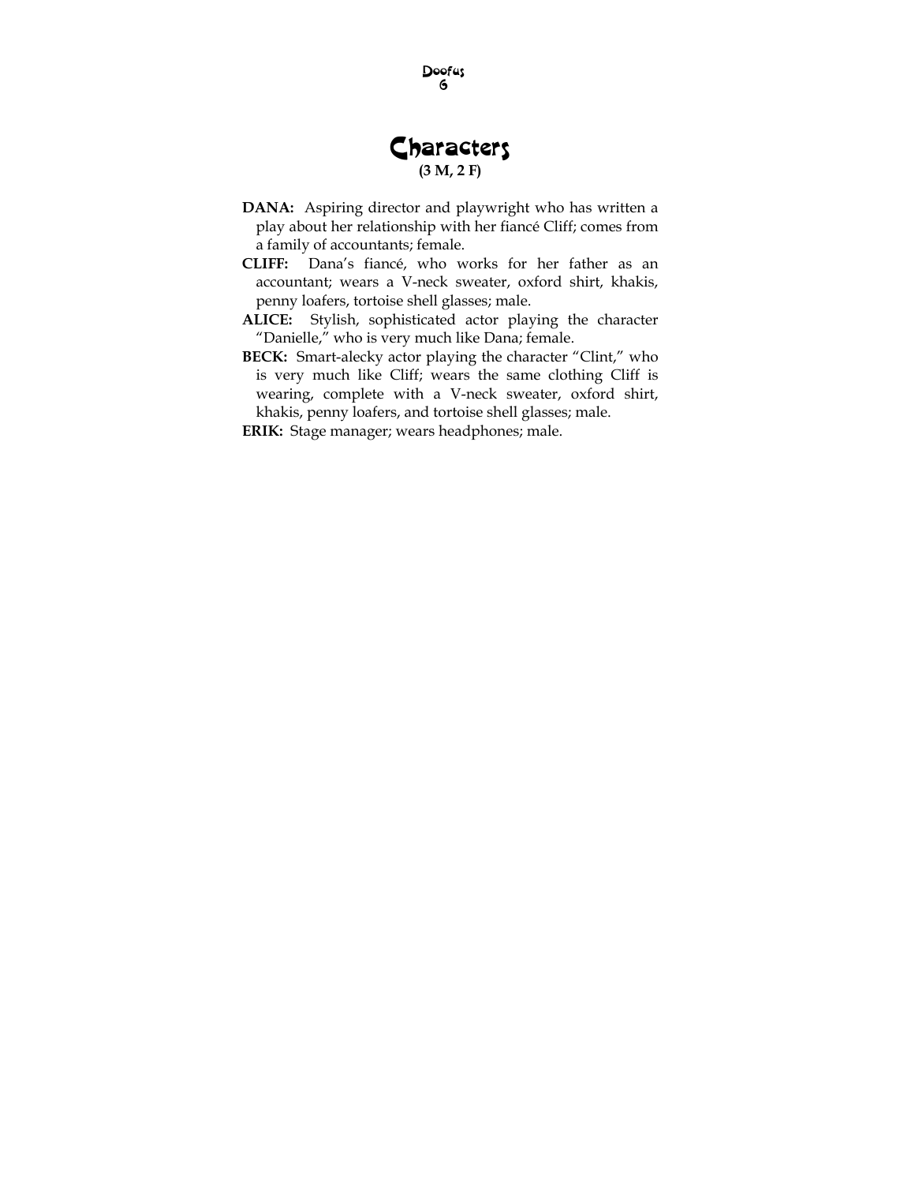# Characters

**(3 M, 2 F)**

**DANA:** Aspiring director and playwright who has written a play about her relationship with her fiancé Cliff; comes from a family of accountants; female.

**CLIFF:** Dana's fiancé, who works for her father as an accountant; wears a V-neck sweater, oxford shirt, khakis, penny loafers, tortoise shell glasses; male.

**ALICE:** Stylish, sophisticated actor playing the character "Danielle," who is very much like Dana; female.

**BECK:** Smart-alecky actor playing the character "Clint," who is very much like Cliff; wears the same clothing Cliff is wearing, complete with a V-neck sweater, oxford shirt, khakis, penny loafers, and tortoise shell glasses; male.

**ERIK:** Stage manager; wears headphones; male.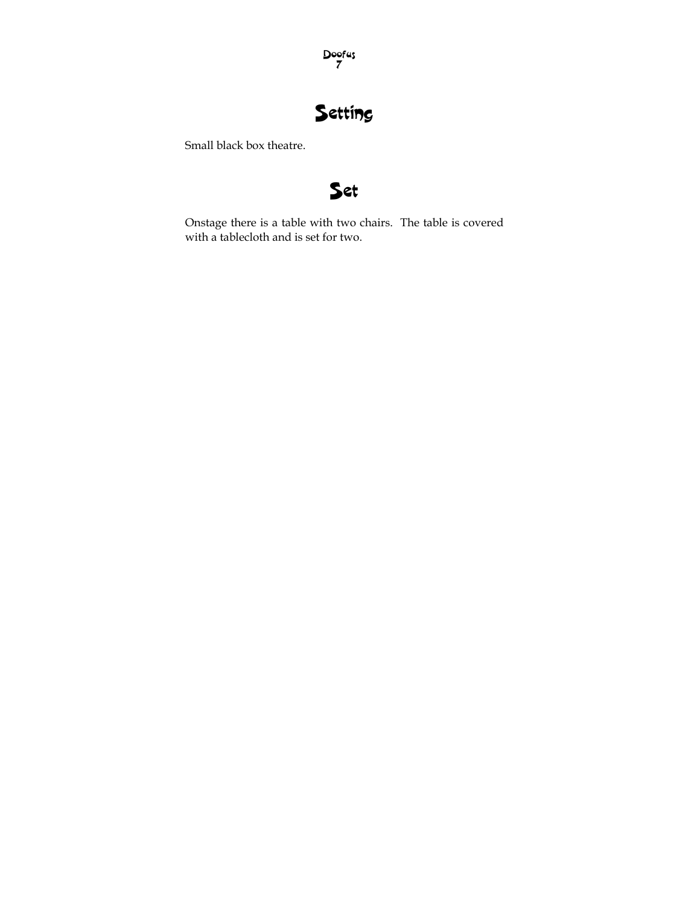# Setting

Small black box theatre.

# Set

Onstage there is a table with two chairs. The table is covered with a tablecloth and is set for two.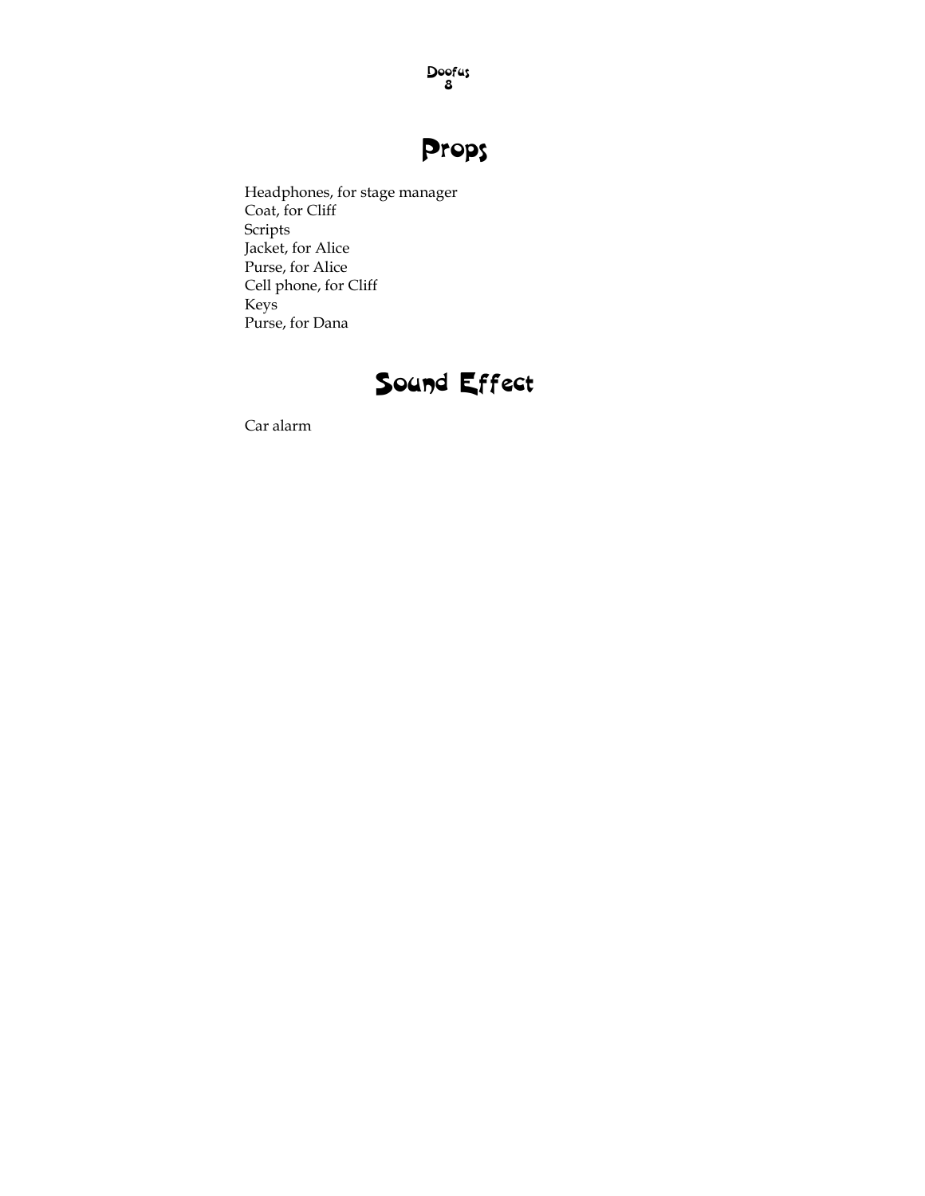# Props

Headphones, for stage manager
Coat, for Cliff
Scripts
Jacket, for Alice
Purse, for Alice
Cell phone, for Cliff
Keys
Purse, for Dana

# Sound Effect

Car alarm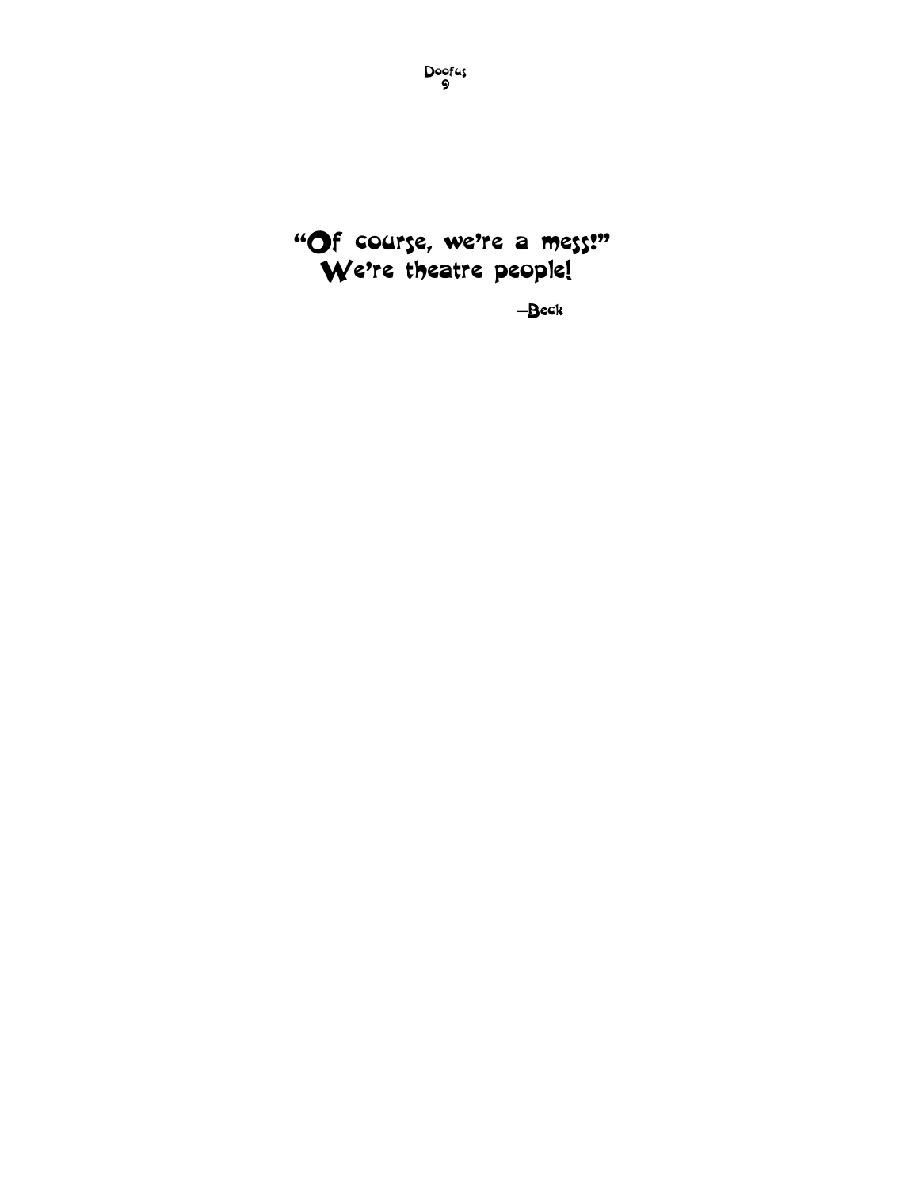"Of course, we're a mess!"
We're theatre people!

—Beck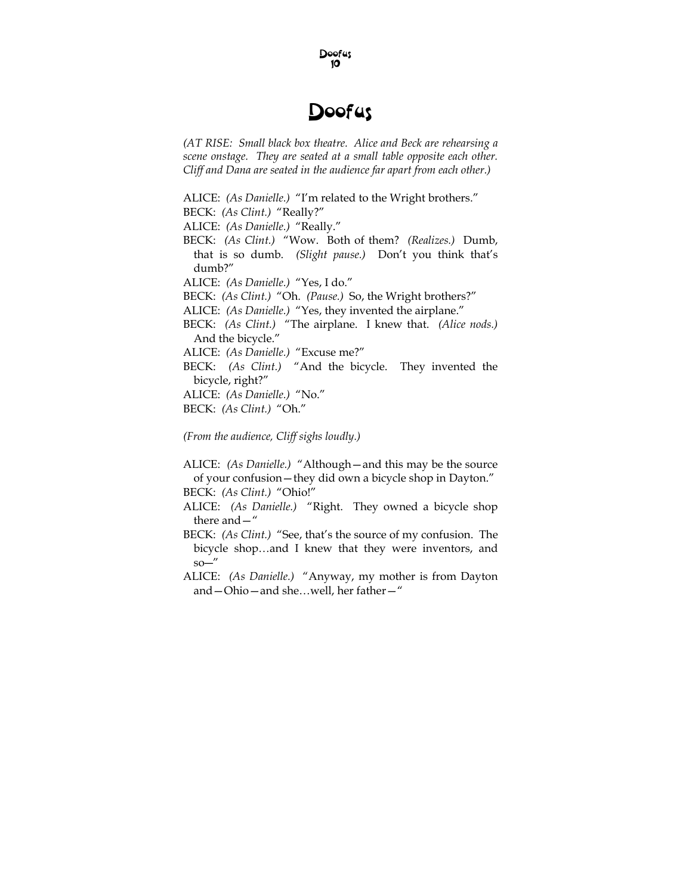# Doofus

*(AT RISE: Small black box theatre. Alice and Beck are rehearsing a scene onstage. They are seated at a small table opposite each other. Cliff and Dana are seated in the audience far apart from each other.)*

ALICE: *(As Danielle.)* "I'm related to the Wright brothers."

BECK: *(As Clint.)* "Really?"

ALICE: *(As Danielle.)* "Really."

BECK: *(As Clint.)* "Wow. Both of them? *(Realizes.)* Dumb, that is so dumb. *(Slight pause.)* Don't you think that's dumb?"

ALICE: *(As Danielle.)* "Yes, I do."

BECK: *(As Clint.)* "Oh. *(Pause.)* So, the Wright brothers?"

ALICE: *(As Danielle.)* "Yes, they invented the airplane."

BECK: *(As Clint.)* "The airplane. I knew that. *(Alice nods.)* And the bicycle."

ALICE: *(As Danielle.)* "Excuse me?"

BECK: *(As Clint.)* "And the bicycle. They invented the bicycle, right?"

ALICE: *(As Danielle.)* "No."

BECK: *(As Clint.)* "Oh."

*(From the audience, Cliff sighs loudly.)*

ALICE: *(As Danielle.)* "Although—and this may be the source of your confusion—they did own a bicycle shop in Dayton."

BECK: *(As Clint.)* "Ohio!"

ALICE: *(As Danielle.)* "Right. They owned a bicycle shop there and—"

BECK: *(As Clint.)* "See, that's the source of my confusion. The bicycle shop…and I knew that they were inventors, and so—"

ALICE: *(As Danielle.)* "Anyway, my mother is from Dayton and—Ohio—and she…well, her father—"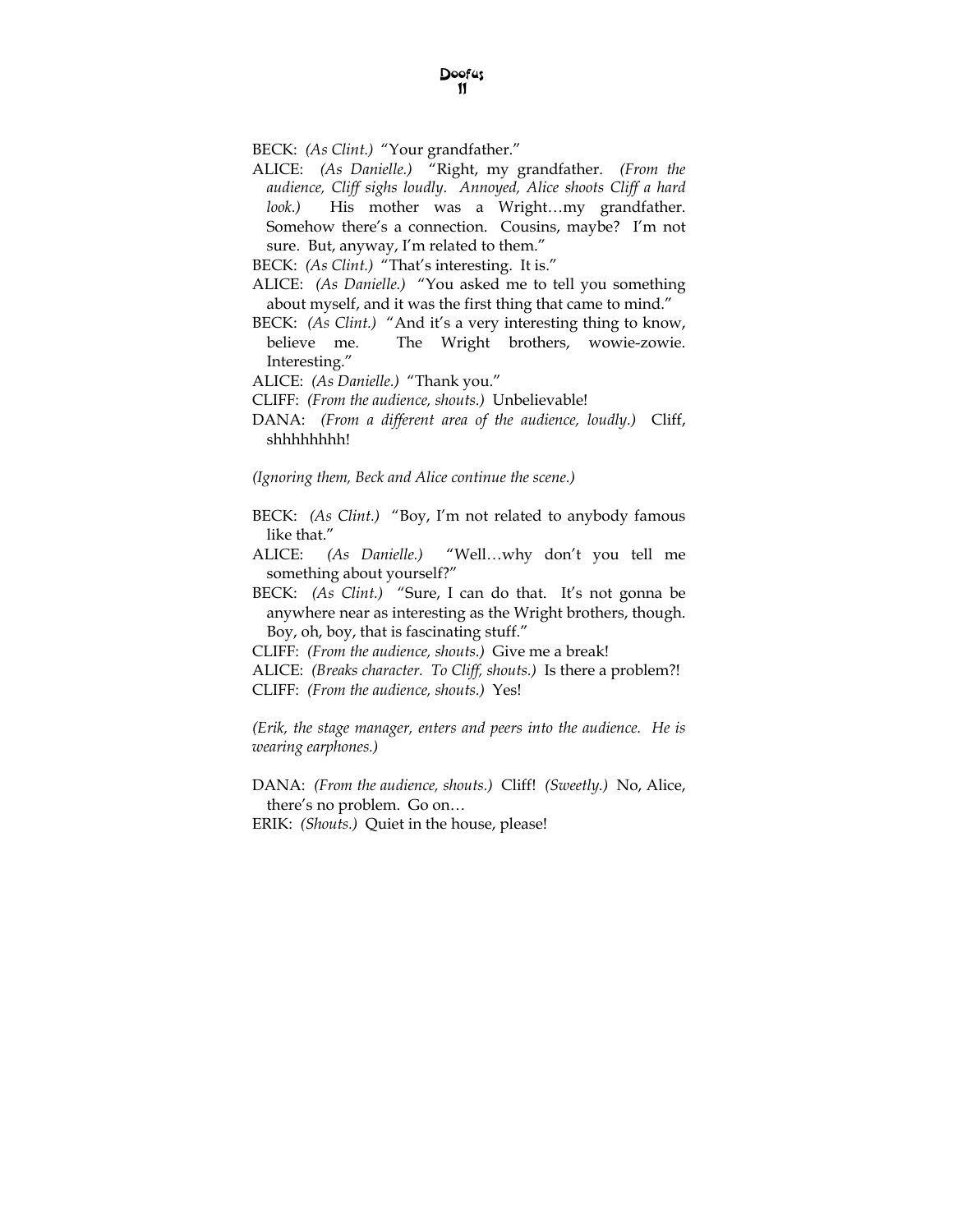BECK: *(As Clint.)* "Your grandfather."

ALICE: *(As Danielle.)* "Right, my grandfather. *(From the audience, Cliff sighs loudly. Annoyed, Alice shoots Cliff a hard look.)* His mother was a Wright…my grandfather. Somehow there's a connection. Cousins, maybe? I'm not sure. But, anyway, I'm related to them."

BECK: *(As Clint.)* "That's interesting. It is."

ALICE: *(As Danielle.)* "You asked me to tell you something about myself, and it was the first thing that came to mind."

BECK: *(As Clint.)* "And it's a very interesting thing to know, believe me. The Wright brothers, wowie-zowie. Interesting."

ALICE: *(As Danielle.)* "Thank you."

CLIFF: *(From the audience, shouts.)* Unbelievable!

DANA: *(From a different area of the audience, loudly.)* Cliff, shhhhhhhh!

*(Ignoring them, Beck and Alice continue the scene.)*

BECK: *(As Clint.)* "Boy, I'm not related to anybody famous like that."

ALICE: *(As Danielle.)* "Well…why don't you tell me something about yourself?"

BECK: *(As Clint.)* "Sure, I can do that. It's not gonna be anywhere near as interesting as the Wright brothers, though. Boy, oh, boy, that is fascinating stuff."

CLIFF: *(From the audience, shouts.)* Give me a break!

ALICE: *(Breaks character. To Cliff, shouts.)* Is there a problem?!

CLIFF: *(From the audience, shouts.)* Yes!

*(Erik, the stage manager, enters and peers into the audience. He is wearing earphones.)*

DANA: *(From the audience, shouts.)* Cliff! *(Sweetly.)* No, Alice, there's no problem. Go on…

ERIK: *(Shouts.)* Quiet in the house, please!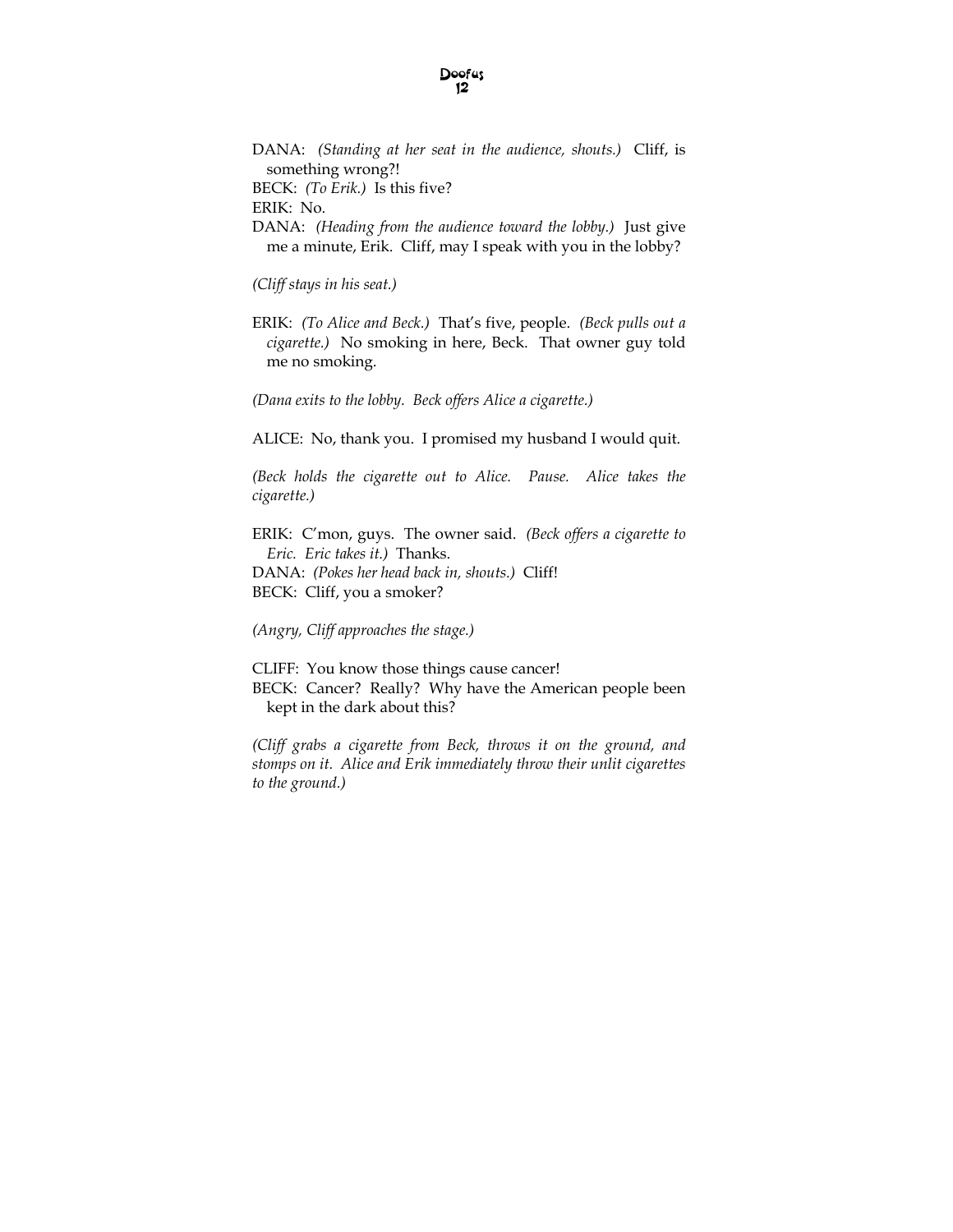DANA: *(Standing at her seat in the audience, shouts.)* Cliff, is something wrong?!

BECK: *(To Erik.)* Is this five?

ERIK: No.

DANA: *(Heading from the audience toward the lobby.)* Just give me a minute, Erik. Cliff, may I speak with you in the lobby?

*(Cliff stays in his seat.)*

ERIK: *(To Alice and Beck.)* That's five, people. *(Beck pulls out a cigarette.)* No smoking in here, Beck. That owner guy told me no smoking.

*(Dana exits to the lobby. Beck offers Alice a cigarette.)*

ALICE: No, thank you. I promised my husband I would quit.

*(Beck holds the cigarette out to Alice. Pause. Alice takes the cigarette.)*

ERIK: C'mon, guys. The owner said. *(Beck offers a cigarette to Eric. Eric takes it.)* Thanks.

DANA: *(Pokes her head back in, shouts.)* Cliff!

BECK: Cliff, you a smoker?

*(Angry, Cliff approaches the stage.)*

CLIFF: You know those things cause cancer!

BECK: Cancer? Really? Why have the American people been kept in the dark about this?

*(Cliff grabs a cigarette from Beck, throws it on the ground, and stomps on it. Alice and Erik immediately throw their unlit cigarettes to the ground.)*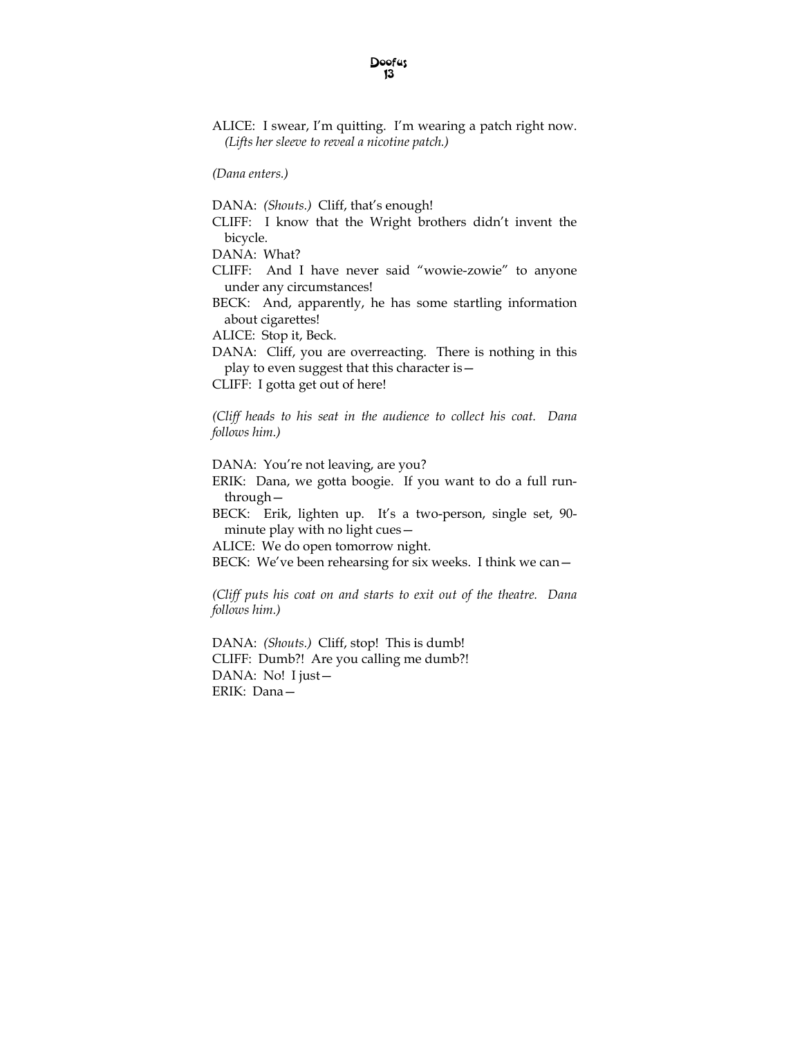ALICE: I swear, I'm quitting. I'm wearing a patch right now. *(Lifts her sleeve to reveal a nicotine patch.)*

*(Dana enters.)*

DANA: *(Shouts.)* Cliff, that's enough!

CLIFF: I know that the Wright brothers didn't invent the bicycle.

DANA: What?

CLIFF: And I have never said "wowie-zowie" to anyone under any circumstances!

BECK: And, apparently, he has some startling information about cigarettes!

ALICE: Stop it, Beck.

DANA: Cliff, you are overreacting. There is nothing in this play to even suggest that this character is—

CLIFF: I gotta get out of here!

*(Cliff heads to his seat in the audience to collect his coat. Dana follows him.)*

DANA: You're not leaving, are you?

ERIK: Dana, we gotta boogie. If you want to do a full run-through—

BECK: Erik, lighten up. It's a two-person, single set, 90-minute play with no light cues—

ALICE: We do open tomorrow night.

BECK: We've been rehearsing for six weeks. I think we can—

*(Cliff puts his coat on and starts to exit out of the theatre. Dana follows him.)*

DANA: *(Shouts.)* Cliff, stop! This is dumb!

CLIFF: Dumb?! Are you calling me dumb?!

DANA: No! I just—

ERIK: Dana—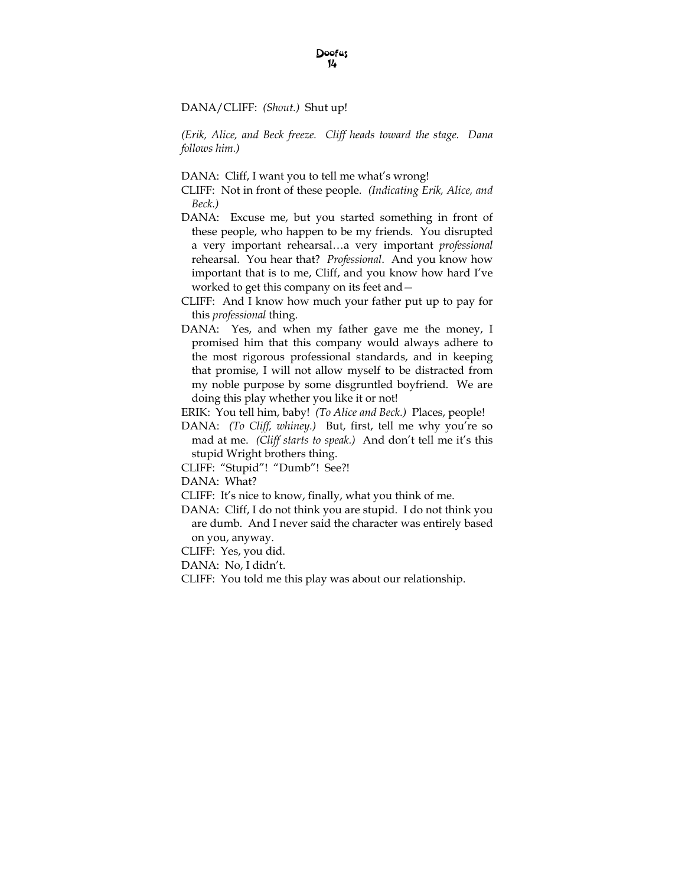DANA/CLIFF: *(Shout.)* Shut up!

*(Erik, Alice, and Beck freeze. Cliff heads toward the stage. Dana follows him.)*

DANA: Cliff, I want you to tell me what's wrong!

CLIFF: Not in front of these people. *(Indicating Erik, Alice, and Beck.)*

DANA: Excuse me, but you started something in front of these people, who happen to be my friends. You disrupted a very important rehearsal…a very important *professional* rehearsal. You hear that? *Professional*. And you know how important that is to me, Cliff, and you know how hard I've worked to get this company on its feet and—

CLIFF: And I know how much your father put up to pay for this *professional* thing.

DANA: Yes, and when my father gave me the money, I promised him that this company would always adhere to the most rigorous professional standards, and in keeping that promise, I will not allow myself to be distracted from my noble purpose by some disgruntled boyfriend. We are doing this play whether you like it or not!

ERIK: You tell him, baby! *(To Alice and Beck.)* Places, people!

DANA: *(To Cliff, whiney.)* But, first, tell me why you're so mad at me. *(Cliff starts to speak.)* And don't tell me it's this stupid Wright brothers thing.

CLIFF: "Stupid"! "Dumb"! See?!

DANA: What?

CLIFF: It's nice to know, finally, what you think of me.

DANA: Cliff, I do not think you are stupid. I do not think you are dumb. And I never said the character was entirely based on you, anyway.

CLIFF: Yes, you did.

DANA: No, I didn't.

CLIFF: You told me this play was about our relationship.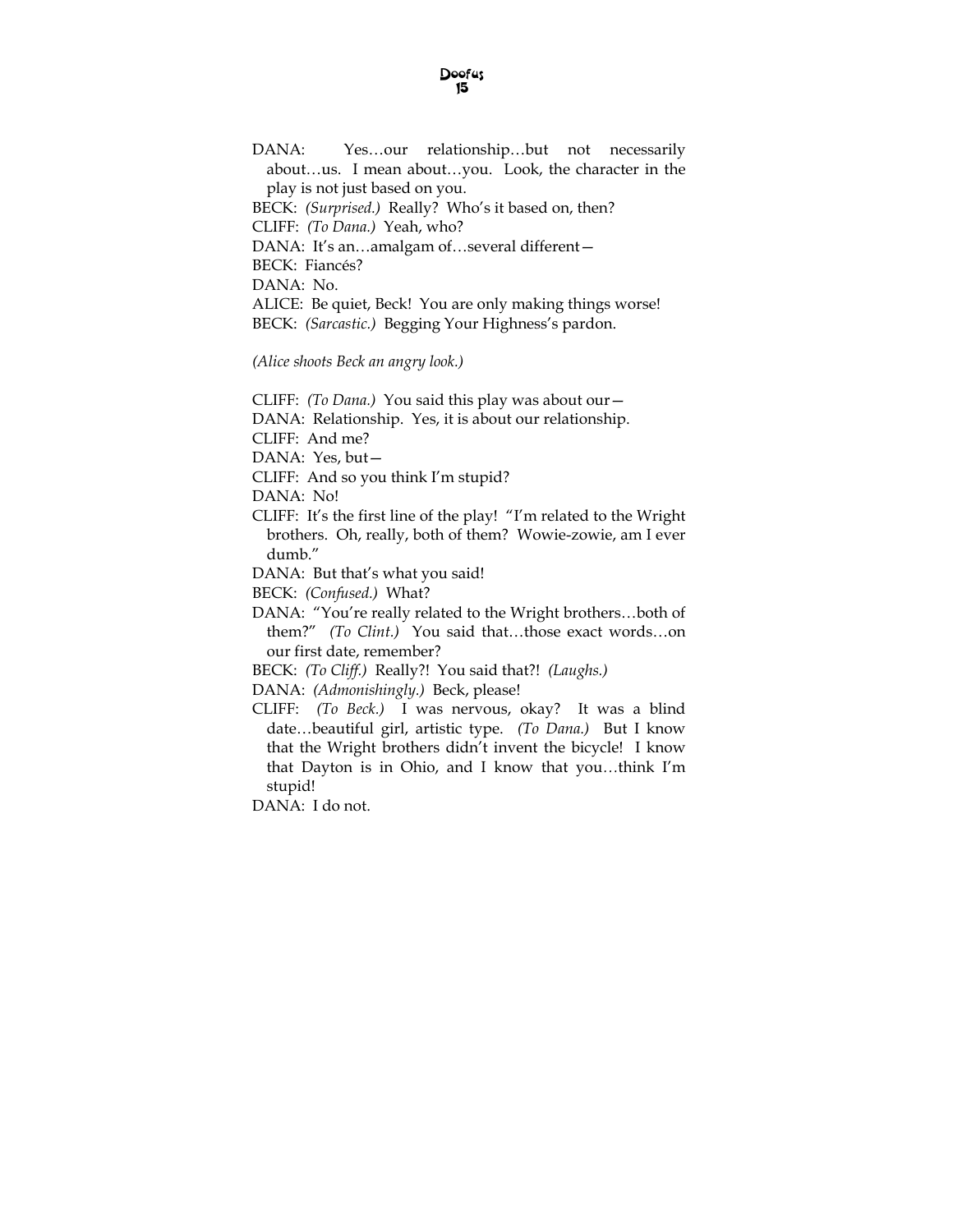DANA: Yes…our relationship…but not necessarily about…us. I mean about…you. Look, the character in the play is not just based on you.

BECK: *(Surprised.)* Really? Who's it based on, then?

CLIFF: *(To Dana.)* Yeah, who?

DANA: It's an…amalgam of…several different—

BECK: Fiancés?

DANA: No.

ALICE: Be quiet, Beck! You are only making things worse!

BECK: *(Sarcastic.)* Begging Your Highness's pardon.

*(Alice shoots Beck an angry look.)*

CLIFF: *(To Dana.)* You said this play was about our—

DANA: Relationship. Yes, it is about our relationship.

CLIFF: And me?

DANA: Yes, but—

CLIFF: And so you think I'm stupid?

DANA: No!

CLIFF: It's the first line of the play! "I'm related to the Wright brothers. Oh, really, both of them? Wowie-zowie, am I ever dumb."

DANA: But that's what you said!

BECK: *(Confused.)* What?

DANA: "You're really related to the Wright brothers…both of them?" *(To Clint.)* You said that…those exact words…on our first date, remember?

BECK: *(To Cliff.)* Really?! You said that?! *(Laughs.)*

DANA: *(Admonishingly.)* Beck, please!

CLIFF: *(To Beck.)* I was nervous, okay? It was a blind date…beautiful girl, artistic type. *(To Dana.)* But I know that the Wright brothers didn't invent the bicycle! I know that Dayton is in Ohio, and I know that you…think I'm stupid!

DANA: I do not.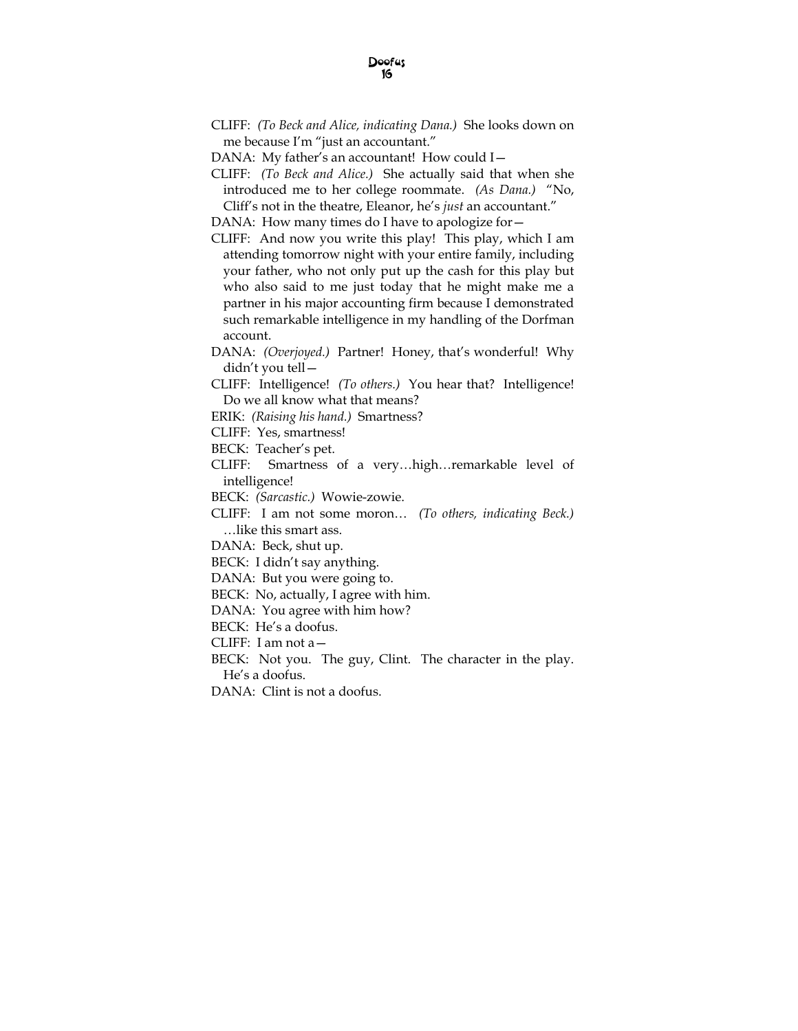CLIFF: *(To Beck and Alice, indicating Dana.)* She looks down on me because I'm "just an accountant."

DANA: My father's an accountant! How could I—

CLIFF: *(To Beck and Alice.)* She actually said that when she introduced me to her college roommate. *(As Dana.)* "No, Cliff's not in the theatre, Eleanor, he's *just* an accountant."

DANA: How many times do I have to apologize for—

CLIFF: And now you write this play! This play, which I am attending tomorrow night with your entire family, including your father, who not only put up the cash for this play but who also said to me just today that he might make me a partner in his major accounting firm because I demonstrated such remarkable intelligence in my handling of the Dorfman account.

DANA: *(Overjoyed.)* Partner! Honey, that's wonderful! Why didn't you tell—

CLIFF: Intelligence! *(To others.)* You hear that? Intelligence! Do we all know what that means?

ERIK: *(Raising his hand.)* Smartness?

CLIFF: Yes, smartness!

BECK: Teacher's pet.

CLIFF: Smartness of a very…high…remarkable level of intelligence!

BECK: *(Sarcastic.)* Wowie-zowie.

CLIFF: I am not some moron… *(To others, indicating Beck.)* …like this smart ass.

DANA: Beck, shut up.

BECK: I didn't say anything.

DANA: But you were going to.

BECK: No, actually, I agree with him.

DANA: You agree with him how?

BECK: He's a doofus.

CLIFF: I am not a—

BECK: Not you. The guy, Clint. The character in the play. He's a doofus.

DANA: Clint is not a doofus.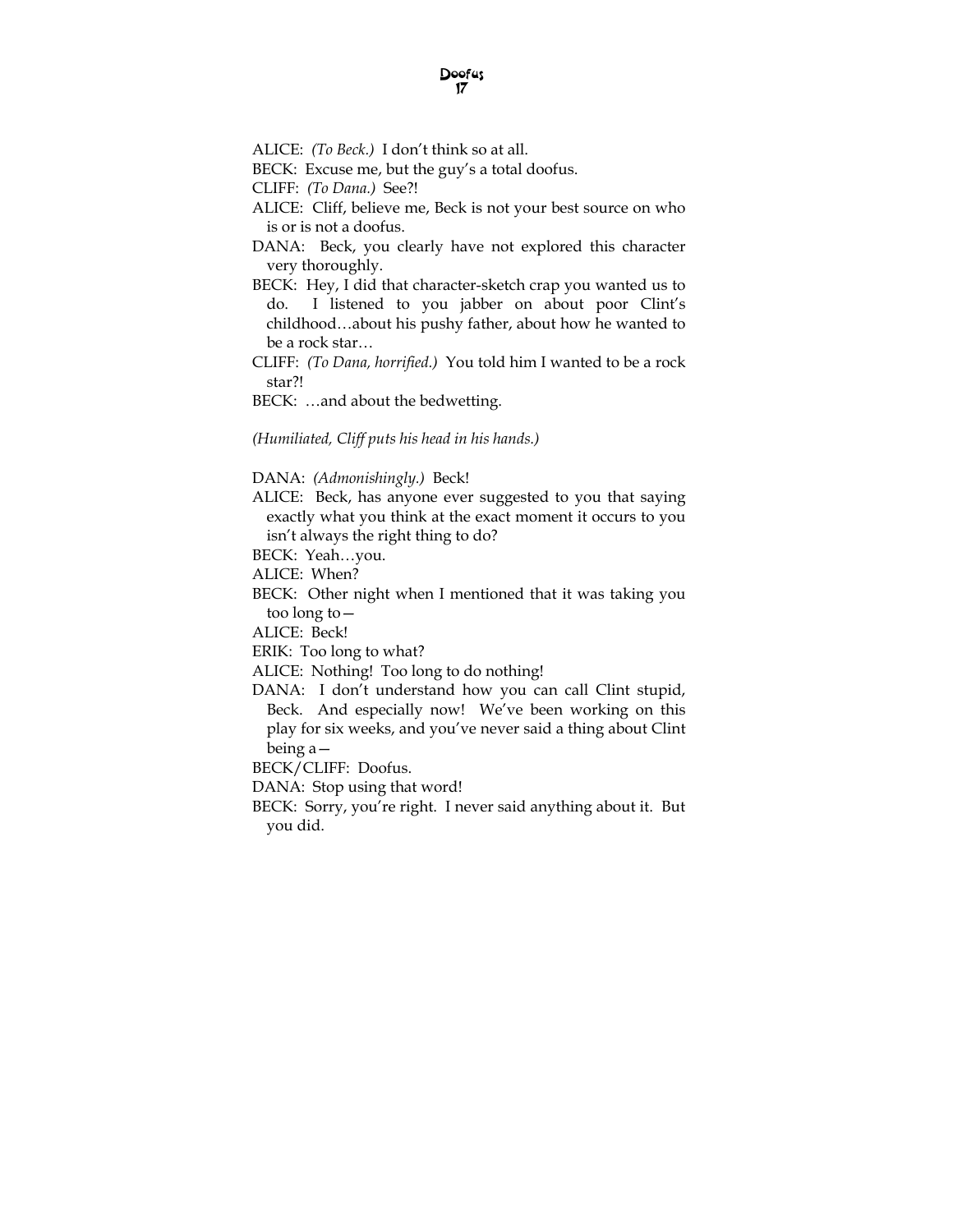ALICE: *(To Beck.)* I don't think so at all.

BECK: Excuse me, but the guy's a total doofus.

CLIFF: *(To Dana.)* See?!

ALICE: Cliff, believe me, Beck is not your best source on who is or is not a doofus.

DANA: Beck, you clearly have not explored this character very thoroughly.

BECK: Hey, I did that character-sketch crap you wanted us to do. I listened to you jabber on about poor Clint's childhood…about his pushy father, about how he wanted to be a rock star…

CLIFF: *(To Dana, horrified.)* You told him I wanted to be a rock star?!

BECK: …and about the bedwetting.

*(Humiliated, Cliff puts his head in his hands.)*

DANA: *(Admonishingly.)* Beck!

ALICE: Beck, has anyone ever suggested to you that saying exactly what you think at the exact moment it occurs to you isn't always the right thing to do?

BECK: Yeah…you.

ALICE: When?

BECK: Other night when I mentioned that it was taking you too long to—

ALICE: Beck!

ERIK: Too long to what?

ALICE: Nothing! Too long to do nothing!

DANA: I don't understand how you can call Clint stupid, Beck. And especially now! We've been working on this play for six weeks, and you've never said a thing about Clint being a—

BECK/CLIFF: Doofus.

DANA: Stop using that word!

BECK: Sorry, you're right. I never said anything about it. But you did.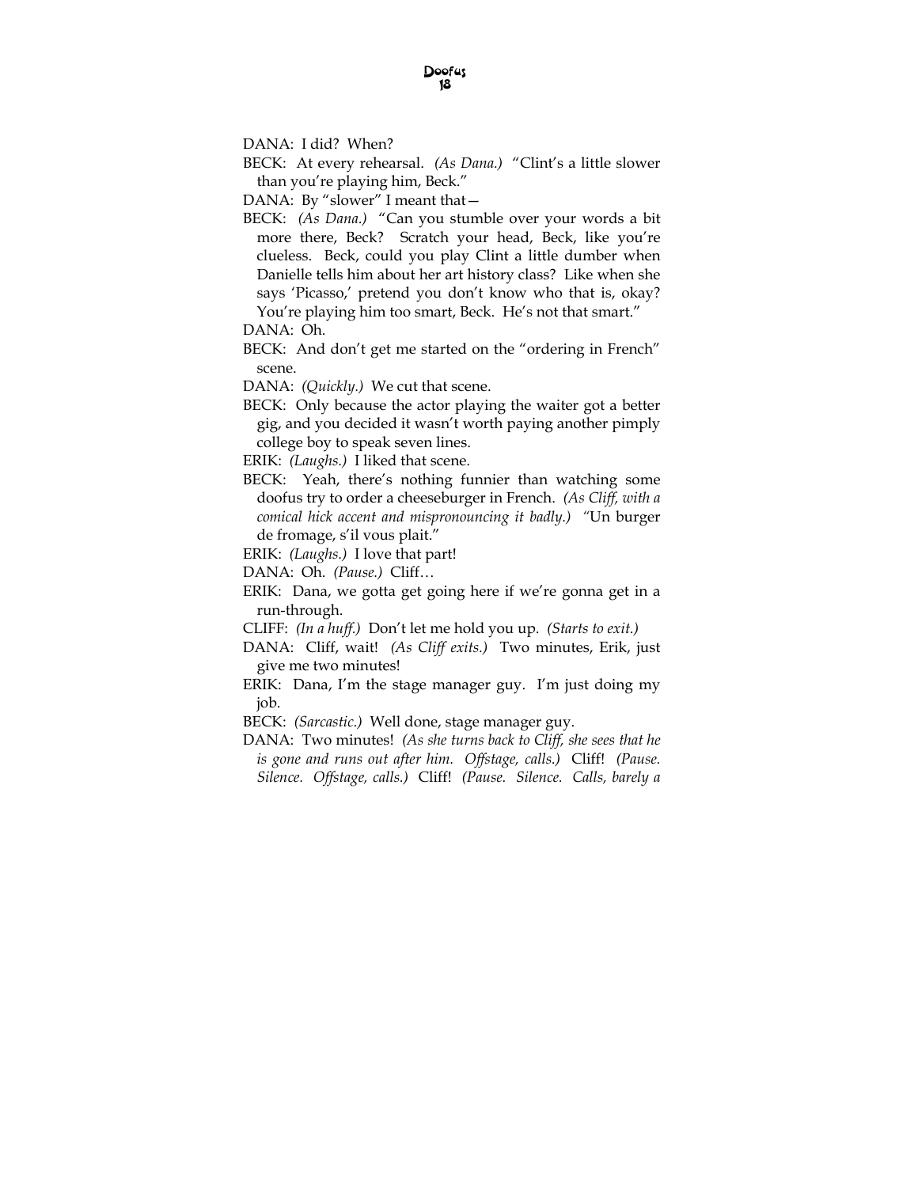DANA: I did? When?

BECK: At every rehearsal. *(As Dana.)* "Clint's a little slower than you're playing him, Beck."

DANA: By "slower" I meant that—

BECK: *(As Dana.)* "Can you stumble over your words a bit more there, Beck? Scratch your head, Beck, like you're clueless. Beck, could you play Clint a little dumber when Danielle tells him about her art history class? Like when she says 'Picasso,' pretend you don't know who that is, okay? You're playing him too smart, Beck. He's not that smart."

DANA: Oh.

BECK: And don't get me started on the "ordering in French" scene.

DANA: *(Quickly.)* We cut that scene.

BECK: Only because the actor playing the waiter got a better gig, and you decided it wasn't worth paying another pimply college boy to speak seven lines.

ERIK: *(Laughs.)* I liked that scene.

BECK: Yeah, there's nothing funnier than watching some doofus try to order a cheeseburger in French. *(As Cliff, with a comical hick accent and mispronouncing it badly.)* "Un burger de fromage, s'il vous plait."

ERIK: *(Laughs.)* I love that part!

DANA: Oh. *(Pause.)* Cliff…

ERIK: Dana, we gotta get going here if we're gonna get in a run-through.

CLIFF: *(In a huff.)* Don't let me hold you up. *(Starts to exit.)*

DANA: Cliff, wait! *(As Cliff exits.)* Two minutes, Erik, just give me two minutes!

ERIK: Dana, I'm the stage manager guy. I'm just doing my job.

BECK: *(Sarcastic.)* Well done, stage manager guy.

DANA: Two minutes! *(As she turns back to Cliff, she sees that he is gone and runs out after him. Offstage, calls.)* Cliff! *(Pause. Silence. Offstage, calls.)* Cliff! *(Pause. Silence. Calls, barely a*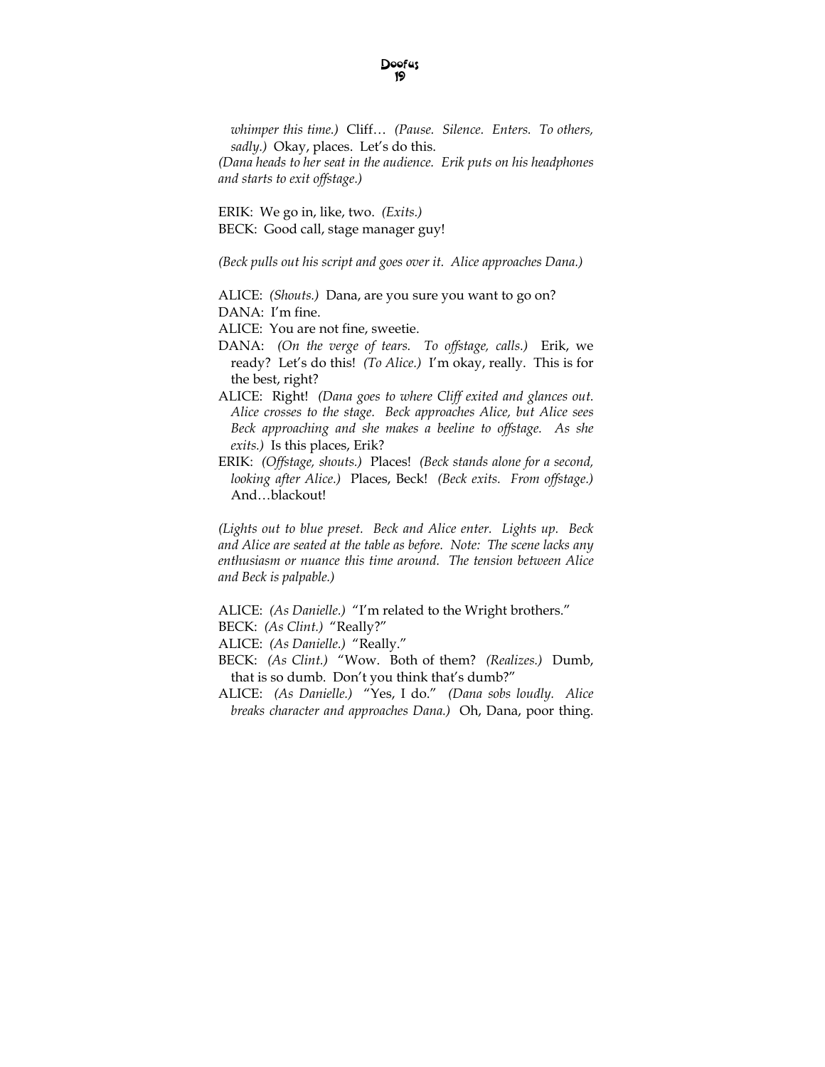*whimper this time.)* Cliff… *(Pause. Silence. Enters. To others, sadly.)* Okay, places. Let's do this.

*(Dana heads to her seat in the audience. Erik puts on his headphones and starts to exit offstage.)*

ERIK: We go in, like, two. *(Exits.)*
BECK: Good call, stage manager guy!

*(Beck pulls out his script and goes over it. Alice approaches Dana.)*

ALICE: *(Shouts.)* Dana, are you sure you want to go on?
DANA: I'm fine.
ALICE: You are not fine, sweetie.
DANA: *(On the verge of tears. To offstage, calls.)* Erik, we ready? Let's do this! *(To Alice.)* I'm okay, really. This is for the best, right?
ALICE: Right! *(Dana goes to where Cliff exited and glances out. Alice crosses to the stage. Beck approaches Alice, but Alice sees Beck approaching and she makes a beeline to offstage. As she exits.)* Is this places, Erik?
ERIK: *(Offstage, shouts.)* Places! *(Beck stands alone for a second, looking after Alice.)* Places, Beck! *(Beck exits. From offstage.)* And…blackout!

*(Lights out to blue preset. Beck and Alice enter. Lights up. Beck and Alice are seated at the table as before. Note: The scene lacks any enthusiasm or nuance this time around. The tension between Alice and Beck is palpable.)*

ALICE: *(As Danielle.)* "I'm related to the Wright brothers."
BECK: *(As Clint.)* "Really?"
ALICE: *(As Danielle.)* "Really."
BECK: *(As Clint.)* "Wow. Both of them? *(Realizes.)* Dumb, that is so dumb. Don't you think that's dumb?"
ALICE: *(As Danielle.)* "Yes, I do." *(Dana sobs loudly. Alice breaks character and approaches Dana.)* Oh, Dana, poor thing.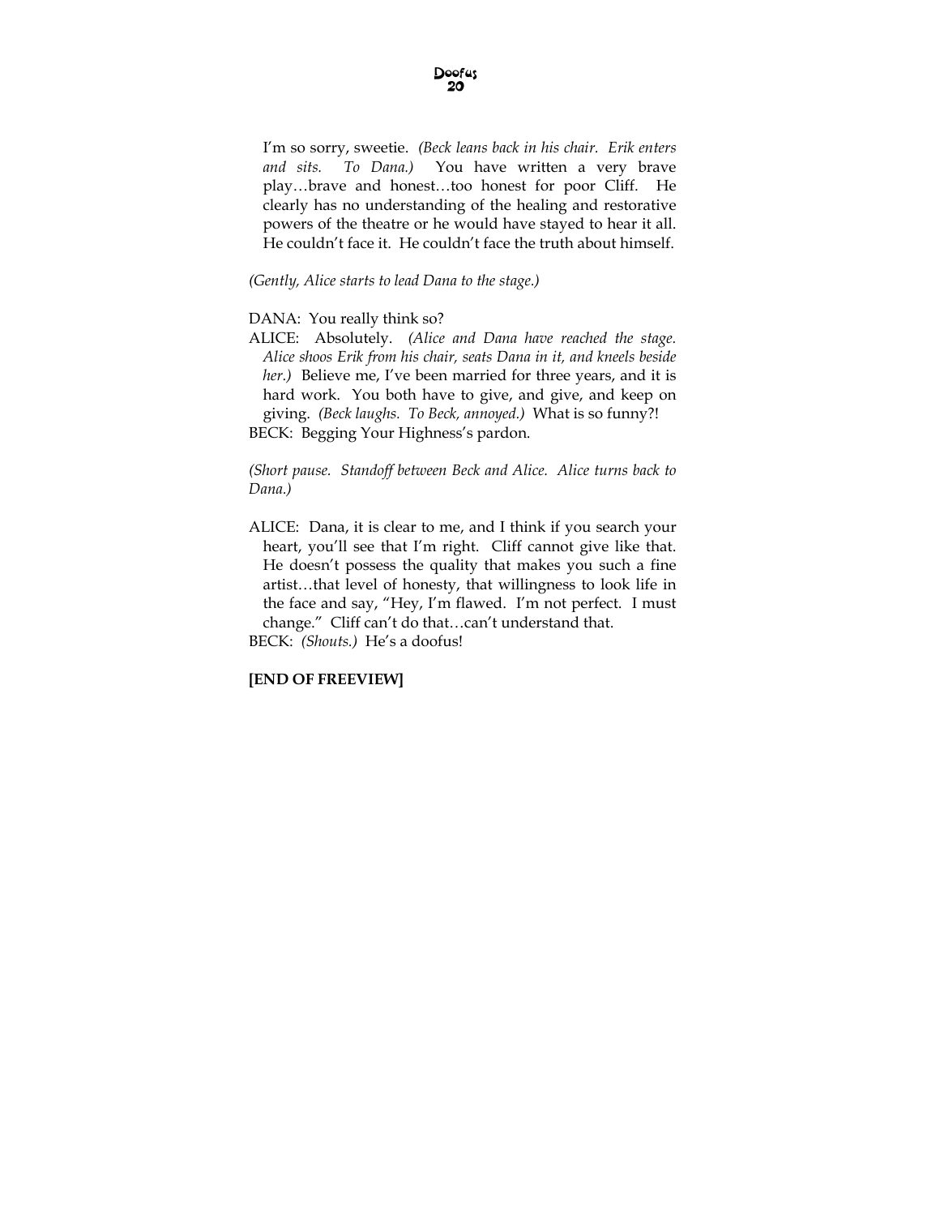I'm so sorry, sweetie. *(Beck leans back in his chair. Erik enters and sits. To Dana.)* You have written a very brave play…brave and honest…too honest for poor Cliff. He clearly has no understanding of the healing and restorative powers of the theatre or he would have stayed to hear it all. He couldn't face it. He couldn't face the truth about himself.

*(Gently, Alice starts to lead Dana to the stage.)*

DANA: You really think so?

ALICE: Absolutely. *(Alice and Dana have reached the stage. Alice shoos Erik from his chair, seats Dana in it, and kneels beside her.)* Believe me, I've been married for three years, and it is hard work. You both have to give, and give, and keep on giving. *(Beck laughs. To Beck, annoyed.)* What is so funny?!

BECK: Begging Your Highness's pardon.

*(Short pause. Standoff between Beck and Alice. Alice turns back to Dana.)*

ALICE: Dana, it is clear to me, and I think if you search your heart, you'll see that I'm right. Cliff cannot give like that. He doesn't possess the quality that makes you such a fine artist…that level of honesty, that willingness to look life in the face and say, "Hey, I'm flawed. I'm not perfect. I must change." Cliff can't do that…can't understand that.

BECK: *(Shouts.)* He's a doofus!

**[END OF FREEVIEW]**